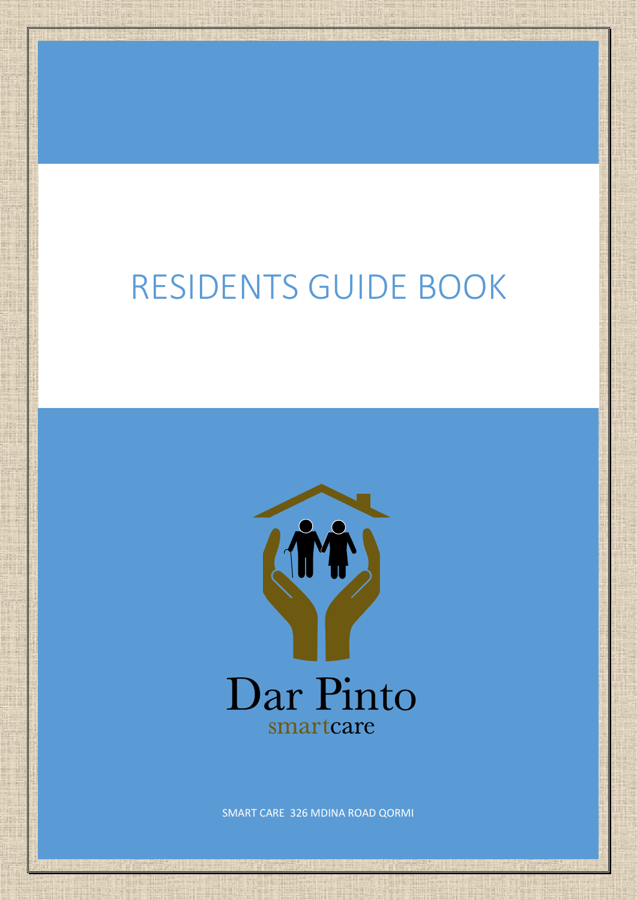# RESIDENTS GUIDE BOOK

Dar Pinto

smartcare

SMART CARE 326 MDINA ROAD QORMI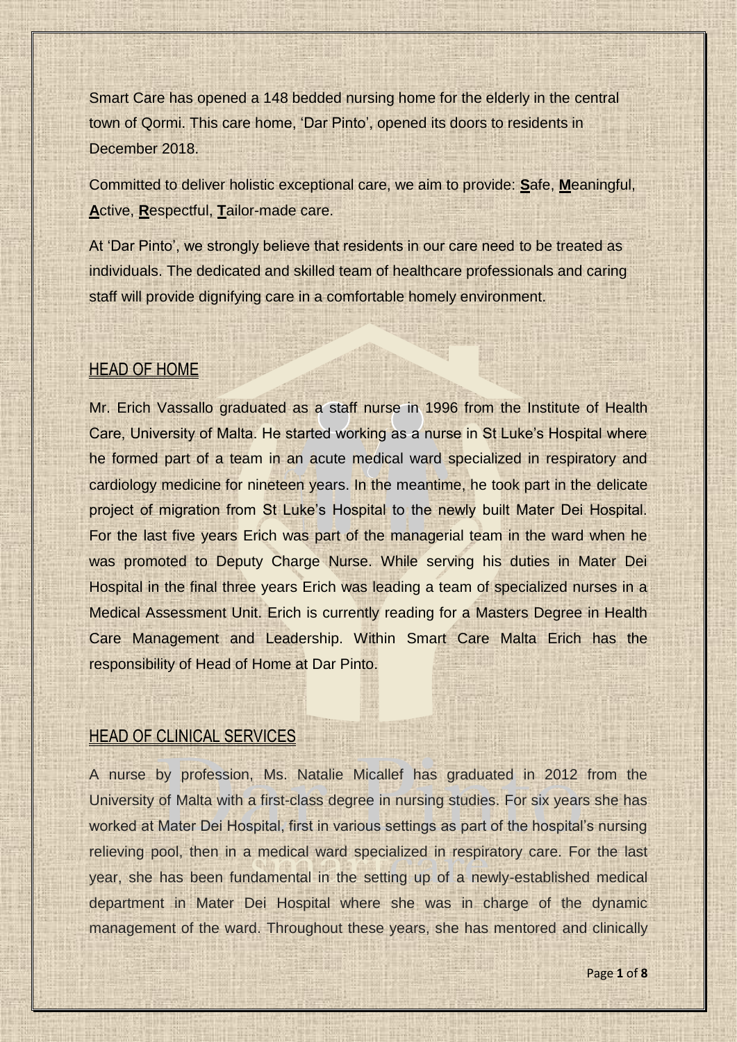Smart Care has opened a 148 bedded nursing home for the elderly in the central town of Qormi. This care home, 'Dar Pinto', opened its doors to residents in December 2018.

Committed to deliver holistic exceptional care, we aim to provide: **S**afe, **M**eaningful, **A**ctive, **R**espectful, **T**ailor-made care.

At 'Dar Pinto', we strongly believe that residents in our care need to be treated as individuals. The dedicated and skilled team of healthcare professionals and caring staff will provide dignifying care in a comfortable homely environment.

## HEAD OF HOME

Mr. Erich Vassallo graduated as a staff nurse in 1996 from the Institute of Health Care, University of Malta. He started working as a nurse in St Luke's Hospital where he formed part of a team in an acute medical ward specialized in respiratory and cardiology medicine for nineteen years. In the meantime, he took part in the delicate project of migration from St Luke's Hospital to the newly built Mater Dei Hospital. For the last five years Erich was part of the managerial team in the ward when he was promoted to Deputy Charge Nurse. While serving his duties in Mater Dei Hospital in the final three years Erich was leading a team of specialized nurses in a Medical Assessment Unit. Erich is currently reading for a Masters Degree in Health Care Management and Leadership. Within Smart Care Malta Erich has the responsibility of Head of Home at Dar Pinto.

## HEAD OF CLINICAL SERVICES

A nurse by profession, Ms. Natalie Micallef has graduated in 2012 from the University of Malta with a first-class degree in nursing studies. For six years she has worked at Mater Dei Hospital, first in various settings as part of the hospital's nursing relieving pool, then in a medical ward specialized in respiratory care. For the last year, she has been fundamental in the setting up of a newly-established medical department in Mater Dei Hospital where she was in charge of the dynamic management of the ward. Throughout these years, she has mentored and clinically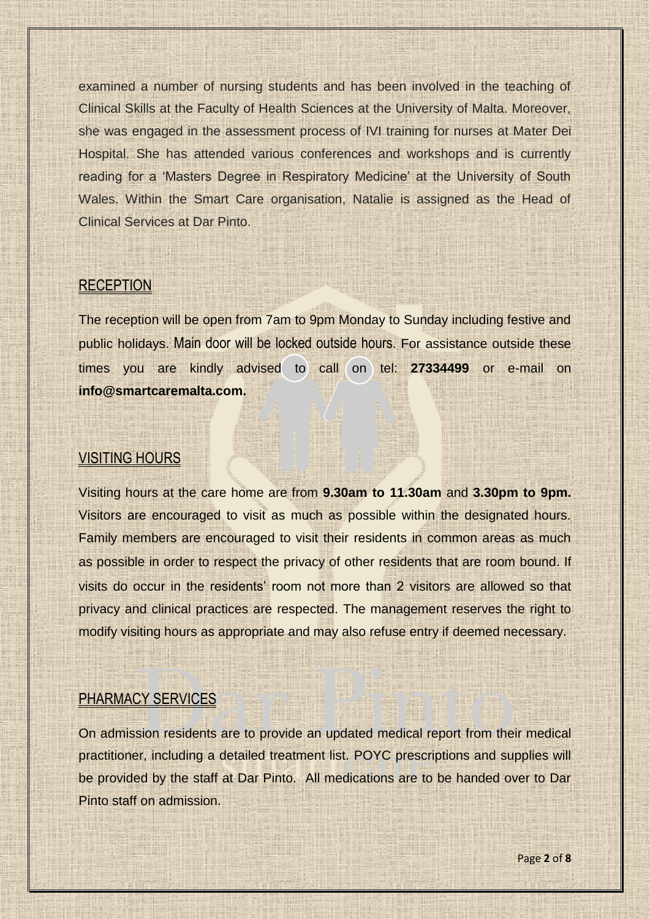examined a number of nursing students and has been involved in the teaching of Clinical Skills at the Faculty of Health Sciences at the University of Malta. Moreover, she was engaged in the assessment process of IVI training for nurses at Mater Dei Hospital. She has attended various conferences and workshops and is currently reading for a 'Masters Degree in Respiratory Medicine' at the University of South Wales. Within the Smart Care organisation, Natalie is assigned as the Head of Clinical Services at Dar Pinto.

## RECEPTION

The reception will be open from 7am to 9pm Monday to Sunday including festive and public holidays. Main door will be locked outside hours. For assistance outside these times you are kindly advised to call on tel: **27334499** or e-mail on **info@smartcaremalta.com.**

## VISITING HOURS

Visiting hours at the care home are from **9.30am to 11.30am** and **3.30pm to 9pm.** Visitors are encouraged to visit as much as possible within the designated hours. Family members are encouraged to visit their residents in common areas as much as possible in order to respect the privacy of other residents that are room bound. If visits do occur in the residents' room not more than 2 visitors are allowed so that privacy and clinical practices are respected. The management reserves the right to modify visiting hours as appropriate and may also refuse entry if deemed necessary.

## PHARMACY SERVICES

On admission residents are to provide an updated medical report from their medical practitioner, including a detailed treatment list. POYC prescriptions and supplies will be provided by the staff at Dar Pinto. All medications are to be handed over to Dar Pinto staff on admission.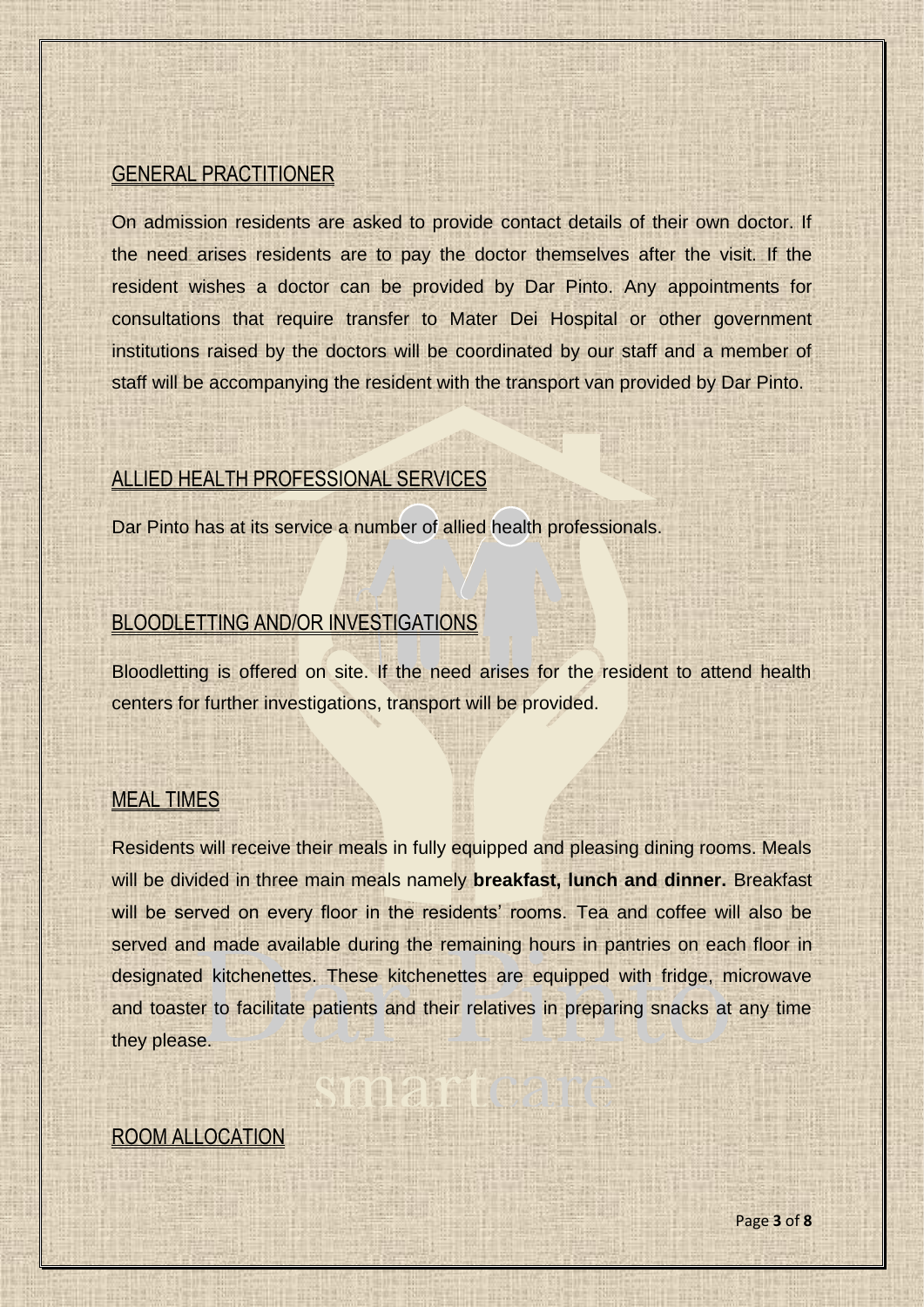## GENERAL PRACTITIONER

On admission residents are asked to provide contact details of their own doctor. If the need arises residents are to pay the doctor themselves after the visit. If the resident wishes a doctor can be provided by Dar Pinto. Any appointments for consultations that require transfer to Mater Dei Hospital or other government institutions raised by the doctors will be coordinated by our staff and a member of staff will be accompanying the resident with the transport van provided by Dar Pinto.

## ALLIED HEALTH PROFESSIONAL SERVICES

Dar Pinto has at its service a number of allied health professionals.

## BLOODLETTING AND/OR INVESTIGATIONS

Bloodletting is offered on site. If the need arises for the resident to attend health centers for further investigations, transport will be provided.

## MEAL TIMES

Residents will receive their meals in fully equipped and pleasing dining rooms. Meals will be divided in three main meals namely **breakfast, lunch and dinner.** Breakfast will be served on every floor in the residents' rooms. Tea and coffee will also be served and made available during the remaining hours in pantries on each floor in designated kitchenettes. These kitchenettes are equipped with fridge, microwave and toaster to facilitate patients and their relatives in preparing snacks at any time they please.

## ROOM ALLOCATION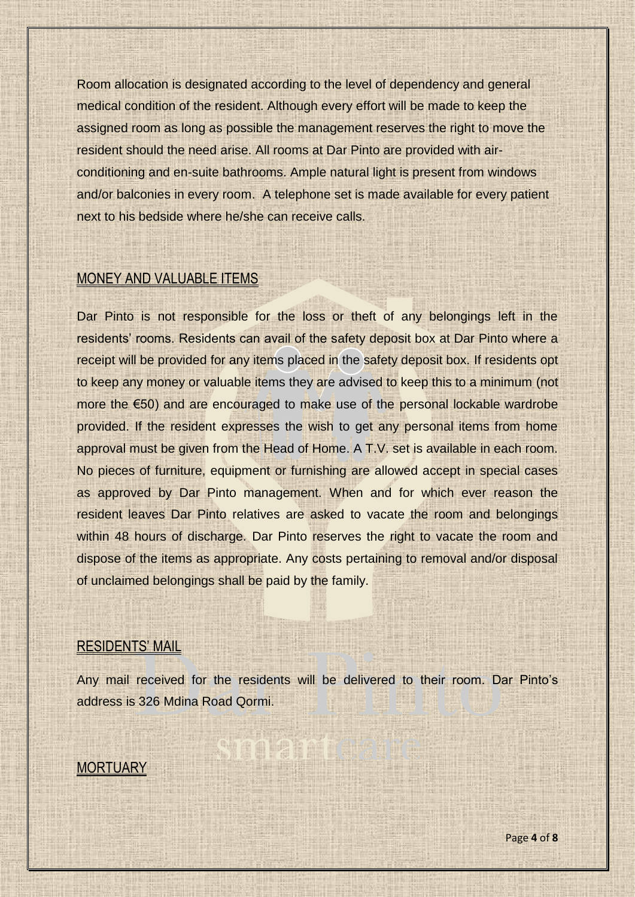Room allocation is designated according to the level of dependency and general medical condition of the resident. Although every effort will be made to keep the assigned room as long as possible the management reserves the right to move the resident should the need arise. All rooms at Dar Pinto are provided with air-conditioning and en-suite bathrooms. Ample natural light is present from windows and/or balconies in every room. A telephone set is made available for every patient next to his bedside where he/she can receive calls.

## MONEY AND VALUABLE ITEMS

Dar Pinto is not responsible for the loss or theft of any belongings left in the residents' rooms. Residents can avail of the safety deposit box at Dar Pinto where a receipt will be provided for any items placed in the safety deposit box. If residents opt to keep any money or valuable items they are advised to keep this to a minimum (not more the €50) and are encouraged to make use of the personal lockable wardrobe provided. If the resident expresses the wish to get any personal items from home approval must be given from the Head of Home. A T.V. set is available in each room. No pieces of furniture, equipment or furnishing are allowed accept in special cases as approved by Dar Pinto management. When and for which ever reason the resident leaves Dar Pinto relatives are asked to vacate the room and belongings within 48 hours of discharge. Dar Pinto reserves the right to vacate the room and dispose of the items as appropriate. Any costs pertaining to removal and/or disposal of unclaimed belongings shall be paid by the family.

## RESIDENTS' MAIL

Any mail received for the residents will be delivered to their room. Dar Pinto's address is 326 Mdina Road Qormi.

## MORTUARY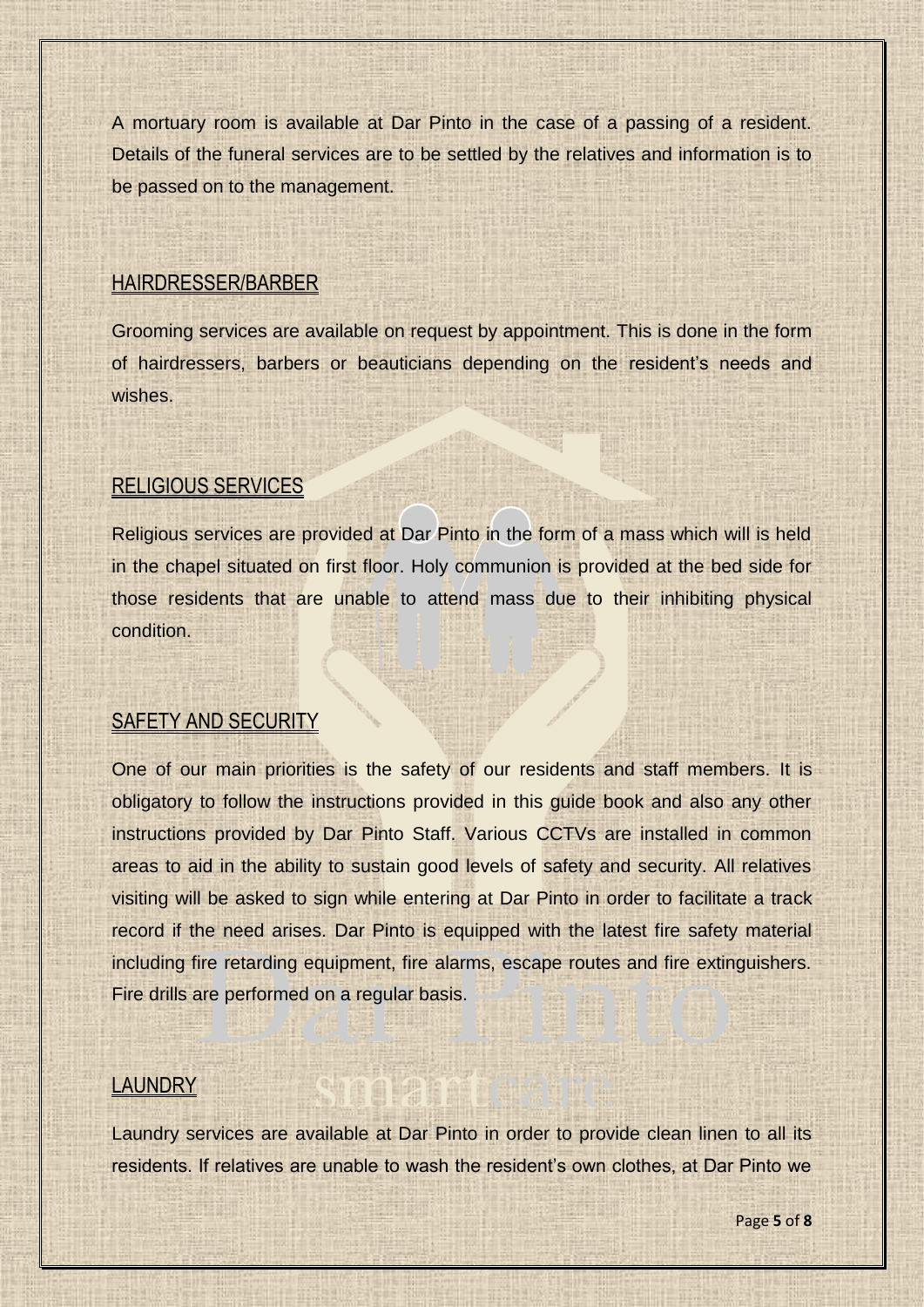A mortuary room is available at Dar Pinto in the case of a passing of a resident. Details of the funeral services are to be settled by the relatives and information is to be passed on to the management.

## HAIRDRESSER/BARBER

Grooming services are available on request by appointment. This is done in the form of hairdressers, barbers or beauticians depending on the resident's needs and wishes.

## RELIGIOUS SERVICES

Religious services are provided at Dar Pinto in the form of a mass which will is held in the chapel situated on first floor. Holy communion is provided at the bed side for those residents that are unable to attend mass due to their inhibiting physical condition.

## SAFETY AND SECURITY

One of our main priorities is the safety of our residents and staff members. It is obligatory to follow the instructions provided in this guide book and also any other instructions provided by Dar Pinto Staff. Various CCTVs are installed in common areas to aid in the ability to sustain good levels of safety and security. All relatives visiting will be asked to sign while entering at Dar Pinto in order to facilitate a track record if the need arises. Dar Pinto is equipped with the latest fire safety material including fire retarding equipment, fire alarms, escape routes and fire extinguishers. Fire drills are performed on a regular basis.

## LAUNDRY

Laundry services are available at Dar Pinto in order to provide clean linen to all its residents. If relatives are unable to wash the resident's own clothes, at Dar Pinto we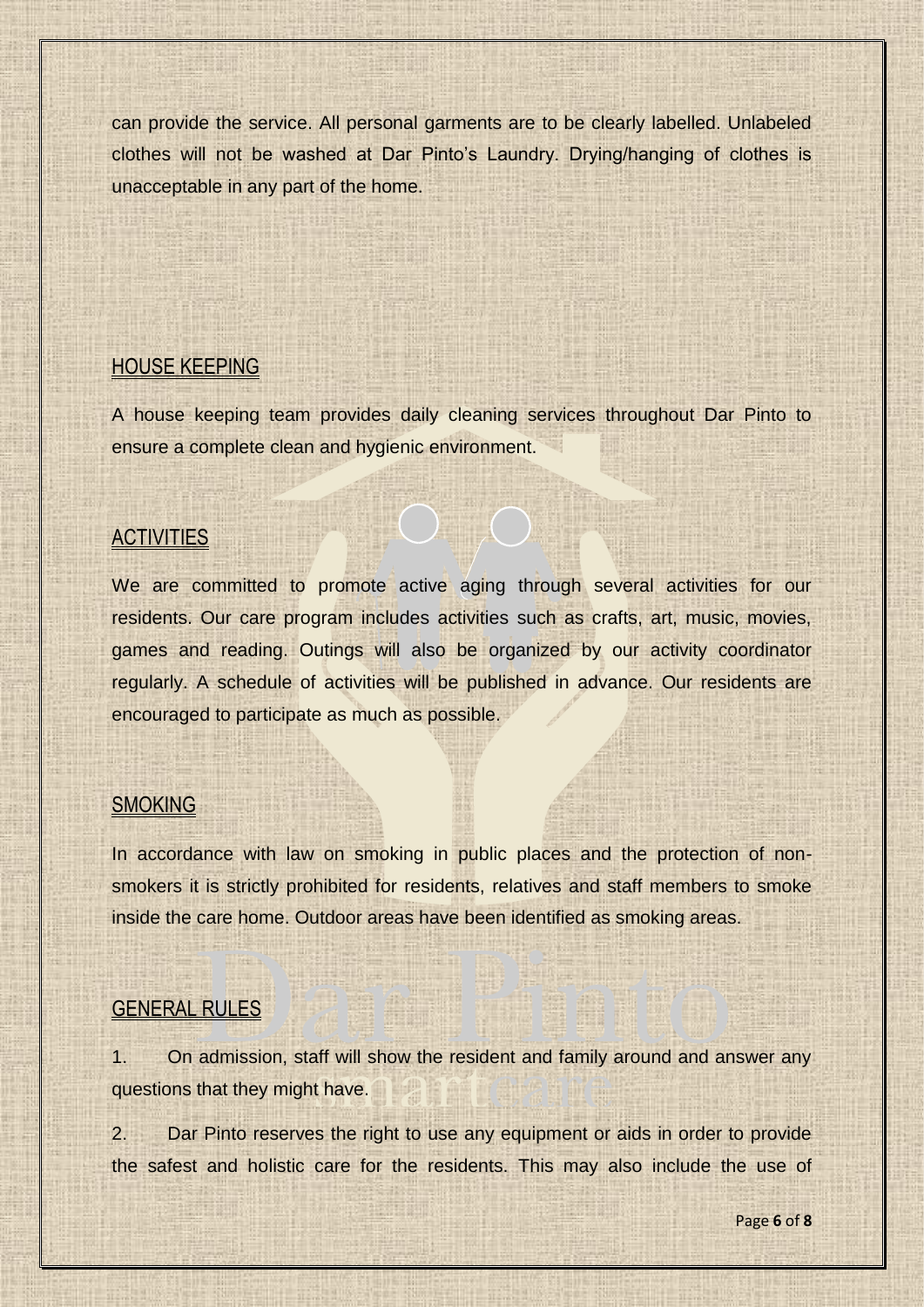can provide the service. All personal garments are to be clearly labelled. Unlabeled clothes will not be washed at Dar Pinto's Laundry. Drying/hanging of clothes is unacceptable in any part of the home.

## HOUSE KEEPING

A house keeping team provides daily cleaning services throughout Dar Pinto to ensure a complete clean and hygienic environment.

## ACTIVITIES

We are committed to promote active aging through several activities for our residents. Our care program includes activities such as crafts, art, music, movies, games and reading. Outings will also be organized by our activity coordinator regularly. A schedule of activities will be published in advance. Our residents are encouraged to participate as much as possible.

## SMOKING

In accordance with law on smoking in public places and the protection of non-smokers it is strictly prohibited for residents, relatives and staff members to smoke inside the care home. Outdoor areas have been identified as smoking areas.

## GENERAL RULES

1. On admission, staff will show the resident and family around and answer any questions that they might have.

2. Dar Pinto reserves the right to use any equipment or aids in order to provide the safest and holistic care for the residents. This may also include the use of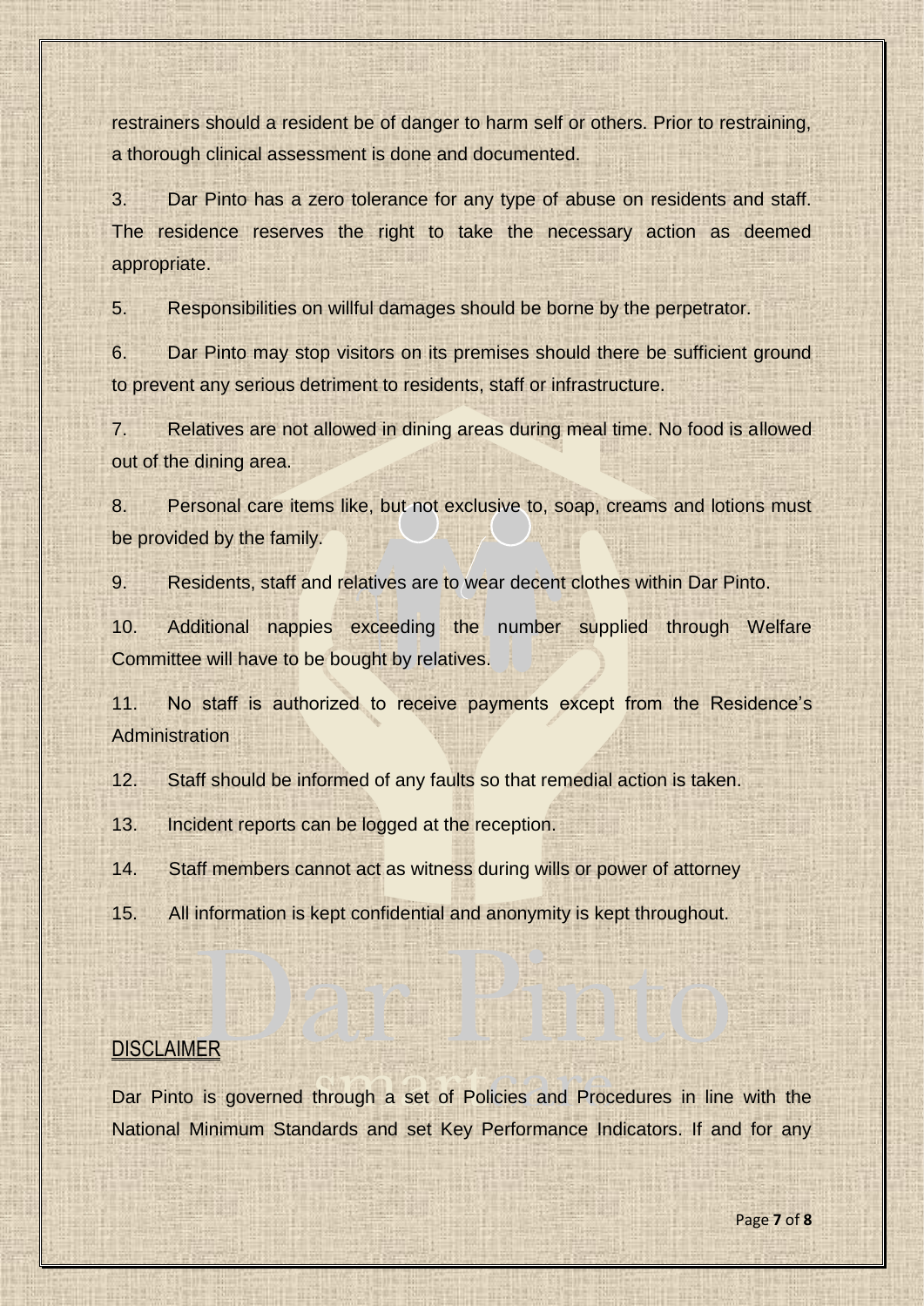restrainers should a resident be of danger to harm self or others. Prior to restraining, a thorough clinical assessment is done and documented.

3. Dar Pinto has a zero tolerance for any type of abuse on residents and staff. The residence reserves the right to take the necessary action as deemed appropriate.

5. Responsibilities on willful damages should be borne by the perpetrator.

6. Dar Pinto may stop visitors on its premises should there be sufficient ground to prevent any serious detriment to residents, staff or infrastructure.

7. Relatives are not allowed in dining areas during meal time. No food is allowed out of the dining area.

8. Personal care items like, but not exclusive to, soap, creams and lotions must be provided by the family.

9. Residents, staff and relatives are to wear decent clothes within Dar Pinto.

10. Additional nappies exceeding the number supplied through Welfare Committee will have to be bought by relatives.

11. No staff is authorized to receive payments except from the Residence's Administration

12. Staff should be informed of any faults so that remedial action is taken.

13. Incident reports can be logged at the reception.

14. Staff members cannot act as witness during wills or power of attorney

15. All information is kept confidential and anonymity is kept throughout.

## DISCLAIMER

Dar Pinto is governed through a set of Policies and Procedures in line with the National Minimum Standards and set Key Performance Indicators. If and for any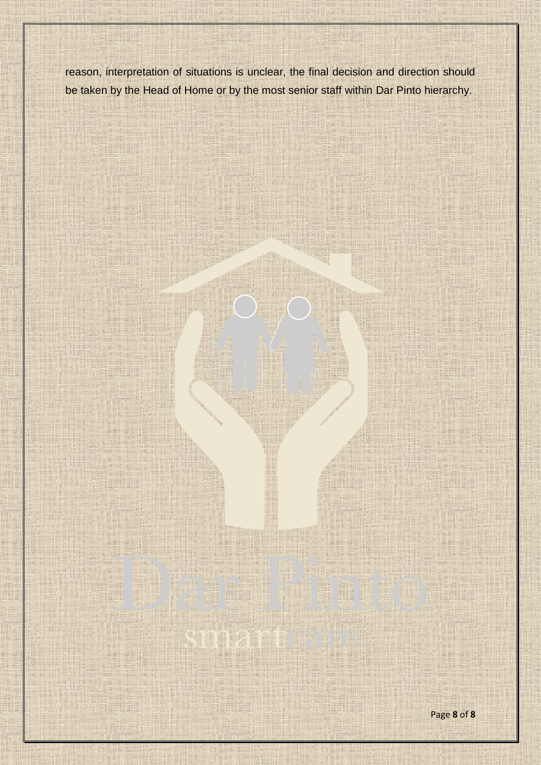reason, interpretation of situations is unclear, the final decision and direction should be taken by the Head of Home or by the most senior staff within Dar Pinto hierarchy.